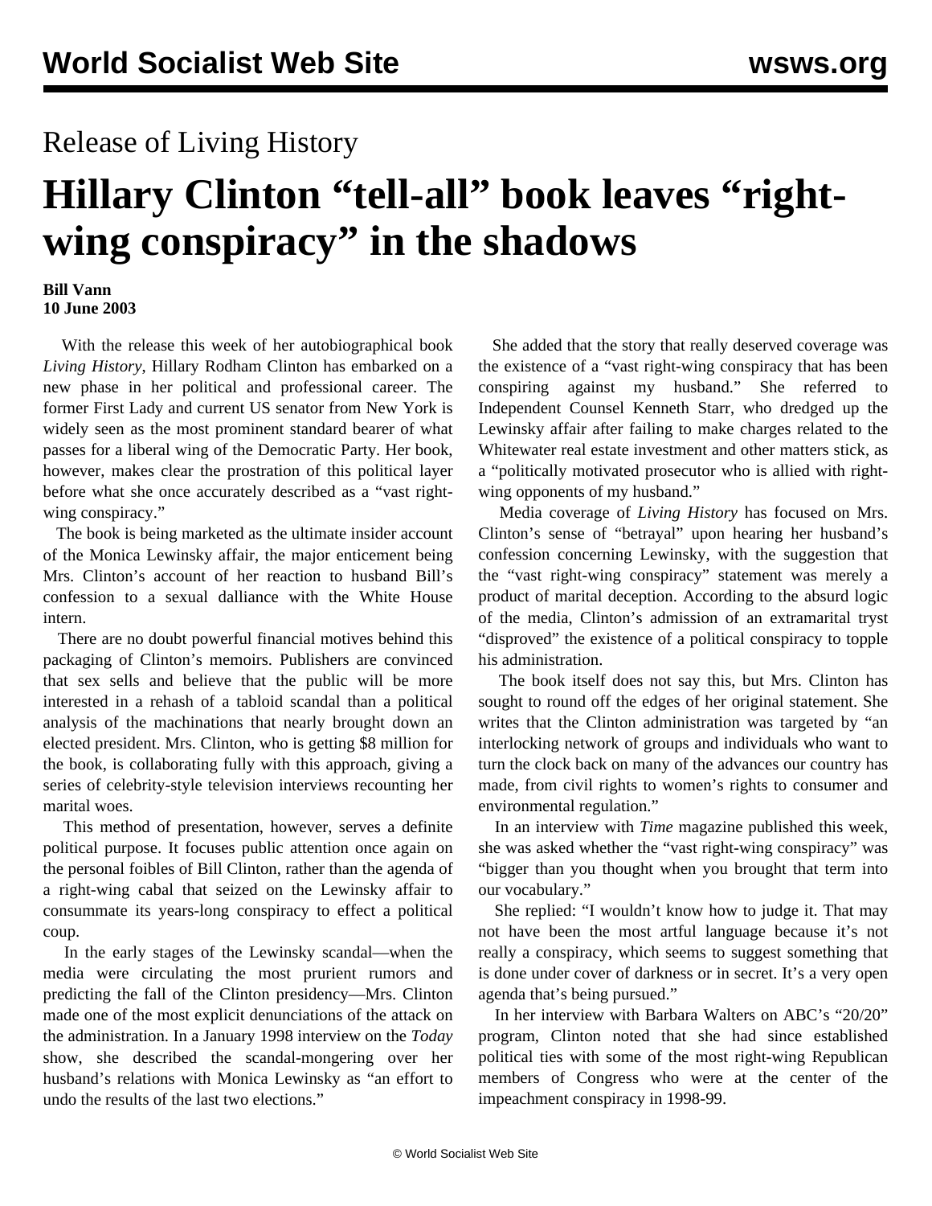Release of Living History

# Hillary Clinton "tell-all" book leaves "right-wing conspiracy" in the shadows

**Bill Vann**
**10 June 2003**

With the release this week of her autobiographical book *Living History*, Hillary Rodham Clinton has embarked on a new phase in her political and professional career. The former First Lady and current US senator from New York is widely seen as the most prominent standard bearer of what passes for a liberal wing of the Democratic Party. Her book, however, makes clear the prostration of this political layer before what she once accurately described as a "vast right-wing conspiracy."

The book is being marketed as the ultimate insider account of the Monica Lewinsky affair, the major enticement being Mrs. Clinton's account of her reaction to husband Bill's confession to a sexual dalliance with the White House intern.

There are no doubt powerful financial motives behind this packaging of Clinton's memoirs. Publishers are convinced that sex sells and believe that the public will be more interested in a rehash of a tabloid scandal than a political analysis of the machinations that nearly brought down an elected president. Mrs. Clinton, who is getting $8 million for the book, is collaborating fully with this approach, giving a series of celebrity-style television interviews recounting her marital woes.

This method of presentation, however, serves a definite political purpose. It focuses public attention once again on the personal foibles of Bill Clinton, rather than the agenda of a right-wing cabal that seized on the Lewinsky affair to consummate its years-long conspiracy to effect a political coup.

In the early stages of the Lewinsky scandal—when the media were circulating the most prurient rumors and predicting the fall of the Clinton presidency—Mrs. Clinton made one of the most explicit denunciations of the attack on the administration. In a January 1998 interview on the *Today* show, she described the scandal-mongering over her husband's relations with Monica Lewinsky as "an effort to undo the results of the last two elections."

She added that the story that really deserved coverage was the existence of a "vast right-wing conspiracy that has been conspiring against my husband." She referred to Independent Counsel Kenneth Starr, who dredged up the Lewinsky affair after failing to make charges related to the Whitewater real estate investment and other matters stick, as a "politically motivated prosecutor who is allied with right-wing opponents of my husband."

Media coverage of *Living History* has focused on Mrs. Clinton's sense of "betrayal" upon hearing her husband's confession concerning Lewinsky, with the suggestion that the "vast right-wing conspiracy" statement was merely a product of marital deception. According to the absurd logic of the media, Clinton's admission of an extramarital tryst "disproved" the existence of a political conspiracy to topple his administration.

The book itself does not say this, but Mrs. Clinton has sought to round off the edges of her original statement. She writes that the Clinton administration was targeted by "an interlocking network of groups and individuals who want to turn the clock back on many of the advances our country has made, from civil rights to women's rights to consumer and environmental regulation."

In an interview with *Time* magazine published this week, she was asked whether the "vast right-wing conspiracy" was "bigger than you thought when you brought that term into our vocabulary."

She replied: "I wouldn't know how to judge it. That may not have been the most artful language because it's not really a conspiracy, which seems to suggest something that is done under cover of darkness or in secret. It's a very open agenda that's being pursued."

In her interview with Barbara Walters on ABC's "20/20" program, Clinton noted that she had since established political ties with some of the most right-wing Republican members of Congress who were at the center of the impeachment conspiracy in 1998-99.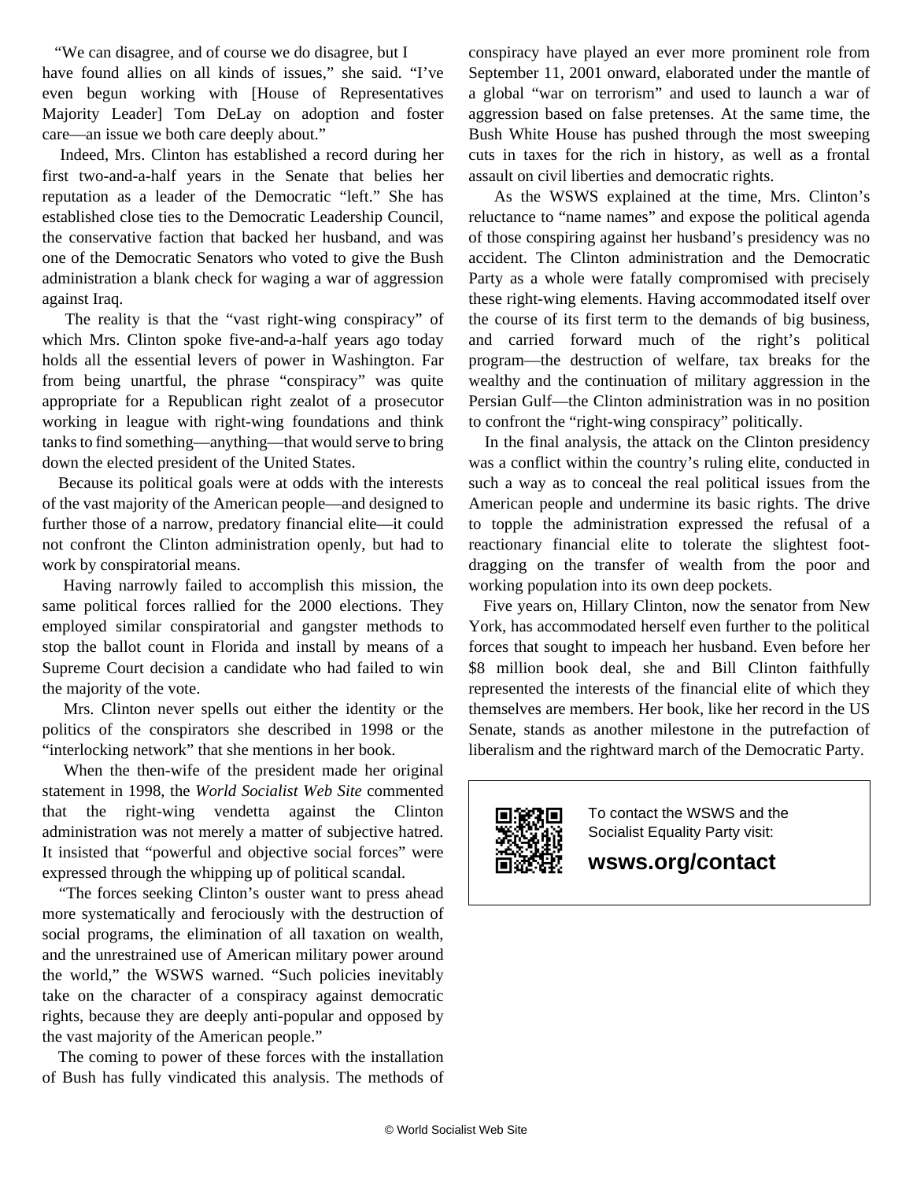"We can disagree, and of course we do disagree, but I have found allies on all kinds of issues," she said. "I've even begun working with [House of Representatives Majority Leader] Tom DeLay on adoption and foster care—an issue we both care deeply about."

Indeed, Mrs. Clinton has established a record during her first two-and-a-half years in the Senate that belies her reputation as a leader of the Democratic "left." She has established close ties to the Democratic Leadership Council, the conservative faction that backed her husband, and was one of the Democratic Senators who voted to give the Bush administration a blank check for waging a war of aggression against Iraq.

The reality is that the "vast right-wing conspiracy" of which Mrs. Clinton spoke five-and-a-half years ago today holds all the essential levers of power in Washington. Far from being unartful, the phrase "conspiracy" was quite appropriate for a Republican right zealot of a prosecutor working in league with right-wing foundations and think tanks to find something—anything—that would serve to bring down the elected president of the United States.

Because its political goals were at odds with the interests of the vast majority of the American people—and designed to further those of a narrow, predatory financial elite—it could not confront the Clinton administration openly, but had to work by conspiratorial means.

Having narrowly failed to accomplish this mission, the same political forces rallied for the 2000 elections. They employed similar conspiratorial and gangster methods to stop the ballot count in Florida and install by means of a Supreme Court decision a candidate who had failed to win the majority of the vote.

Mrs. Clinton never spells out either the identity or the politics of the conspirators she described in 1998 or the "interlocking network" that she mentions in her book.

When the then-wife of the president made her original statement in 1998, the *World Socialist Web Site* commented that the right-wing vendetta against the Clinton administration was not merely a matter of subjective hatred. It insisted that "powerful and objective social forces" were expressed through the whipping up of political scandal.

"The forces seeking Clinton's ouster want to press ahead more systematically and ferociously with the destruction of social programs, the elimination of all taxation on wealth, and the unrestrained use of American military power around the world," the WSWS warned. "Such policies inevitably take on the character of a conspiracy against democratic rights, because they are deeply anti-popular and opposed by the vast majority of the American people."

The coming to power of these forces with the installation of Bush has fully vindicated this analysis. The methods of conspiracy have played an ever more prominent role from September 11, 2001 onward, elaborated under the mantle of a global "war on terrorism" and used to launch a war of aggression based on false pretenses. At the same time, the Bush White House has pushed through the most sweeping cuts in taxes for the rich in history, as well as a frontal assault on civil liberties and democratic rights.

As the WSWS explained at the time, Mrs. Clinton's reluctance to "name names" and expose the political agenda of those conspiring against her husband's presidency was no accident. The Clinton administration and the Democratic Party as a whole were fatally compromised with precisely these right-wing elements. Having accommodated itself over the course of its first term to the demands of big business, and carried forward much of the right's political program—the destruction of welfare, tax breaks for the wealthy and the continuation of military aggression in the Persian Gulf—the Clinton administration was in no position to confront the "right-wing conspiracy" politically.

In the final analysis, the attack on the Clinton presidency was a conflict within the country's ruling elite, conducted in such a way as to conceal the real political issues from the American people and undermine its basic rights. The drive to topple the administration expressed the refusal of a reactionary financial elite to tolerate the slightest foot-dragging on the transfer of wealth from the poor and working population into its own deep pockets.

Five years on, Hillary Clinton, now the senator from New York, has accommodated herself even further to the political forces that sought to impeach her husband. Even before her $8 million book deal, she and Bill Clinton faithfully represented the interests of the financial elite of which they themselves are members. Her book, like her record in the US Senate, stands as another milestone in the putrefaction of liberalism and the rightward march of the Democratic Party.

To contact the WSWS and the Socialist Equality Party visit:

**wsws.org/contact**